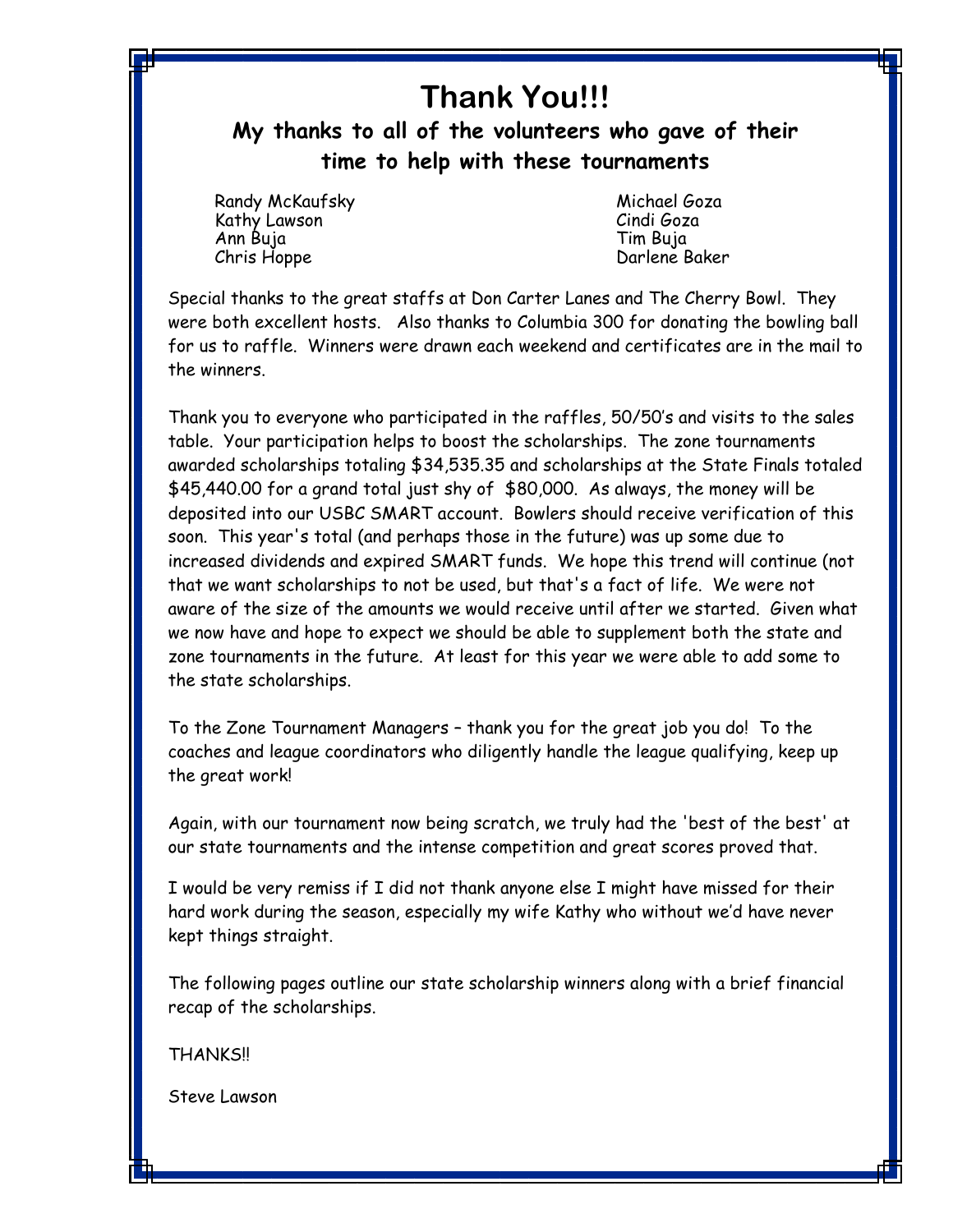# Thank You!!!

## My thanks to all of the volunteers who gave of their time to help with these tournaments

Randy McKaufsky
Kathy Lawson
Ann Buja
Chris Hoppe
Michael Goza
Cindi Goza
Tim Buja
Darlene Baker

Special thanks to the great staffs at Don Carter Lanes and The Cherry Bowl. They were both excellent hosts. Also thanks to Columbia 300 for donating the bowling ball for us to raffle. Winners were drawn each weekend and certificates are in the mail to the winners.

Thank you to everyone who participated in the raffles, 50/50's and visits to the sales table. Your participation helps to boost the scholarships. The zone tournaments awarded scholarships totaling $34,535.35 and scholarships at the State Finals totaled $45,440.00 for a grand total just shy of $80,000. As always, the money will be deposited into our USBC SMART account. Bowlers should receive verification of this soon. This year's total (and perhaps those in the future) was up some due to increased dividends and expired SMART funds. We hope this trend will continue (not that we want scholarships to not be used, but that's a fact of life. We were not aware of the size of the amounts we would receive until after we started. Given what we now have and hope to expect we should be able to supplement both the state and zone tournaments in the future. At least for this year we were able to add some to the state scholarships.

To the Zone Tournament Managers – thank you for the great job you do! To the coaches and league coordinators who diligently handle the league qualifying, keep up the great work!

Again, with our tournament now being scratch, we truly had the 'best of the best' at our state tournaments and the intense competition and great scores proved that.

I would be very remiss if I did not thank anyone else I might have missed for their hard work during the season, especially my wife Kathy who without we'd have never kept things straight.

The following pages outline our state scholarship winners along with a brief financial recap of the scholarships.

THANKS!!

Steve Lawson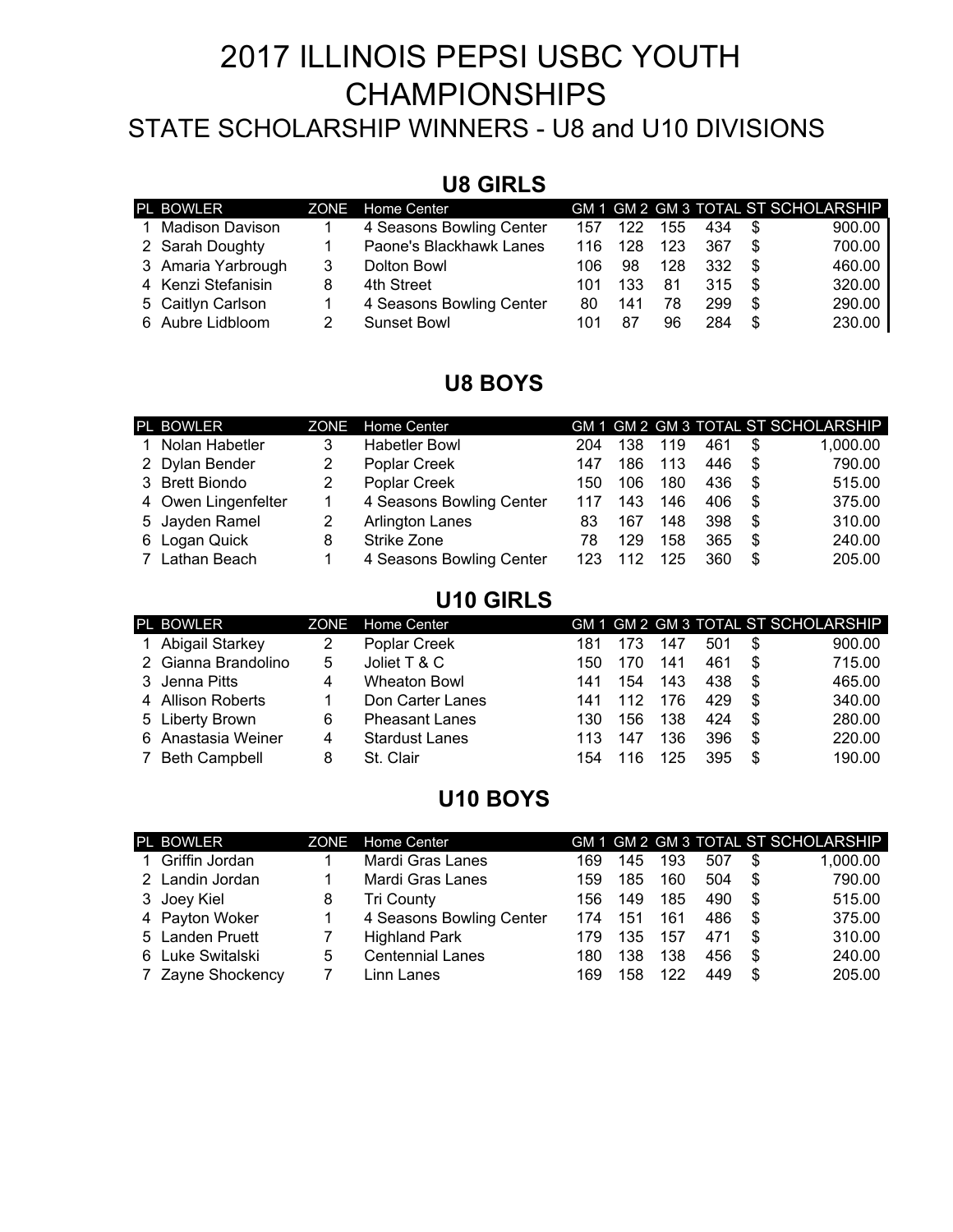# 2017 ILLINOIS PEPSI USBC YOUTH CHAMPIONSHIPS

## STATE SCHOLARSHIP WINNERS - U8 and U10 DIVISIONS

### U8 GIRLS

| PL | BOWLER | ZONE | Home Center | GM 1 | GM 2 | GM 3 | TOTAL | ST SCHOLARSHIP |
|---|---|---|---|---|---|---|---|---|
| 1 | Madison Davison | 1 | 4 Seasons Bowling Center | 157 | 122 | 155 | 434 | $ 900.00 |
| 2 | Sarah Doughty | 1 | Paone's Blackhawk Lanes | 116 | 128 | 123 | 367 | $ 700.00 |
| 3 | Amaria Yarbrough | 3 | Dolton Bowl | 106 | 98 | 128 | 332 | $ 460.00 |
| 4 | Kenzi Stefanisin | 8 | 4th Street | 101 | 133 | 81 | 315 | $ 320.00 |
| 5 | Caitlyn Carlson | 1 | 4 Seasons Bowling Center | 80 | 141 | 78 | 299 | $ 290.00 |
| 6 | Aubre Lidbloom | 2 | Sunset Bowl | 101 | 87 | 96 | 284 | $ 230.00 |

### U8 BOYS

| PL | BOWLER | ZONE | Home Center | GM 1 | GM 2 | GM 3 | TOTAL | ST SCHOLARSHIP |
|---|---|---|---|---|---|---|---|---|
| 1 | Nolan Habetler | 3 | Habetler Bowl | 204 | 138 | 119 | 461 | $ 1,000.00 |
| 2 | Dylan Bender | 2 | Poplar Creek | 147 | 186 | 113 | 446 | $ 790.00 |
| 3 | Brett Biondo | 2 | Poplar Creek | 150 | 106 | 180 | 436 | $ 515.00 |
| 4 | Owen Lingenfelter | 1 | 4 Seasons Bowling Center | 117 | 143 | 146 | 406 | $ 375.00 |
| 5 | Jayden Ramel | 2 | Arlington Lanes | 83 | 167 | 148 | 398 | $ 310.00 |
| 6 | Logan Quick | 8 | Strike Zone | 78 | 129 | 158 | 365 | $ 240.00 |
| 7 | Lathan Beach | 1 | 4 Seasons Bowling Center | 123 | 112 | 125 | 360 | $ 205.00 |

### U10 GIRLS

| PL | BOWLER | ZONE | Home Center | GM 1 | GM 2 | GM 3 | TOTAL | ST SCHOLARSHIP |
|---|---|---|---|---|---|---|---|---|
| 1 | Abigail Starkey | 2 | Poplar Creek | 181 | 173 | 147 | 501 | $ 900.00 |
| 2 | Gianna Brandolino | 5 | Joliet T & C | 150 | 170 | 141 | 461 | $ 715.00 |
| 3 | Jenna Pitts | 4 | Wheaton Bowl | 141 | 154 | 143 | 438 | $ 465.00 |
| 4 | Allison Roberts | 1 | Don Carter Lanes | 141 | 112 | 176 | 429 | $ 340.00 |
| 5 | Liberty Brown | 6 | Pheasant Lanes | 130 | 156 | 138 | 424 | $ 280.00 |
| 6 | Anastasia Weiner | 4 | Stardust Lanes | 113 | 147 | 136 | 396 | $ 220.00 |
| 7 | Beth Campbell | 8 | St. Clair | 154 | 116 | 125 | 395 | $ 190.00 |

### U10 BOYS

| PL | BOWLER | ZONE | Home Center | GM 1 | GM 2 | GM 3 | TOTAL | ST SCHOLARSHIP |
|---|---|---|---|---|---|---|---|---|
| 1 | Griffin Jordan | 1 | Mardi Gras Lanes | 169 | 145 | 193 | 507 | $ 1,000.00 |
| 2 | Landin Jordan | 1 | Mardi Gras Lanes | 159 | 185 | 160 | 504 | $ 790.00 |
| 3 | Joey Kiel | 8 | Tri County | 156 | 149 | 185 | 490 | $ 515.00 |
| 4 | Payton Woker | 1 | 4 Seasons Bowling Center | 174 | 151 | 161 | 486 | $ 375.00 |
| 5 | Landen Pruett | 7 | Highland Park | 179 | 135 | 157 | 471 | $ 310.00 |
| 6 | Luke Switalski | 5 | Centennial Lanes | 180 | 138 | 138 | 456 | $ 240.00 |
| 7 | Zayne Shockency | 7 | Linn Lanes | 169 | 158 | 122 | 449 | $ 205.00 |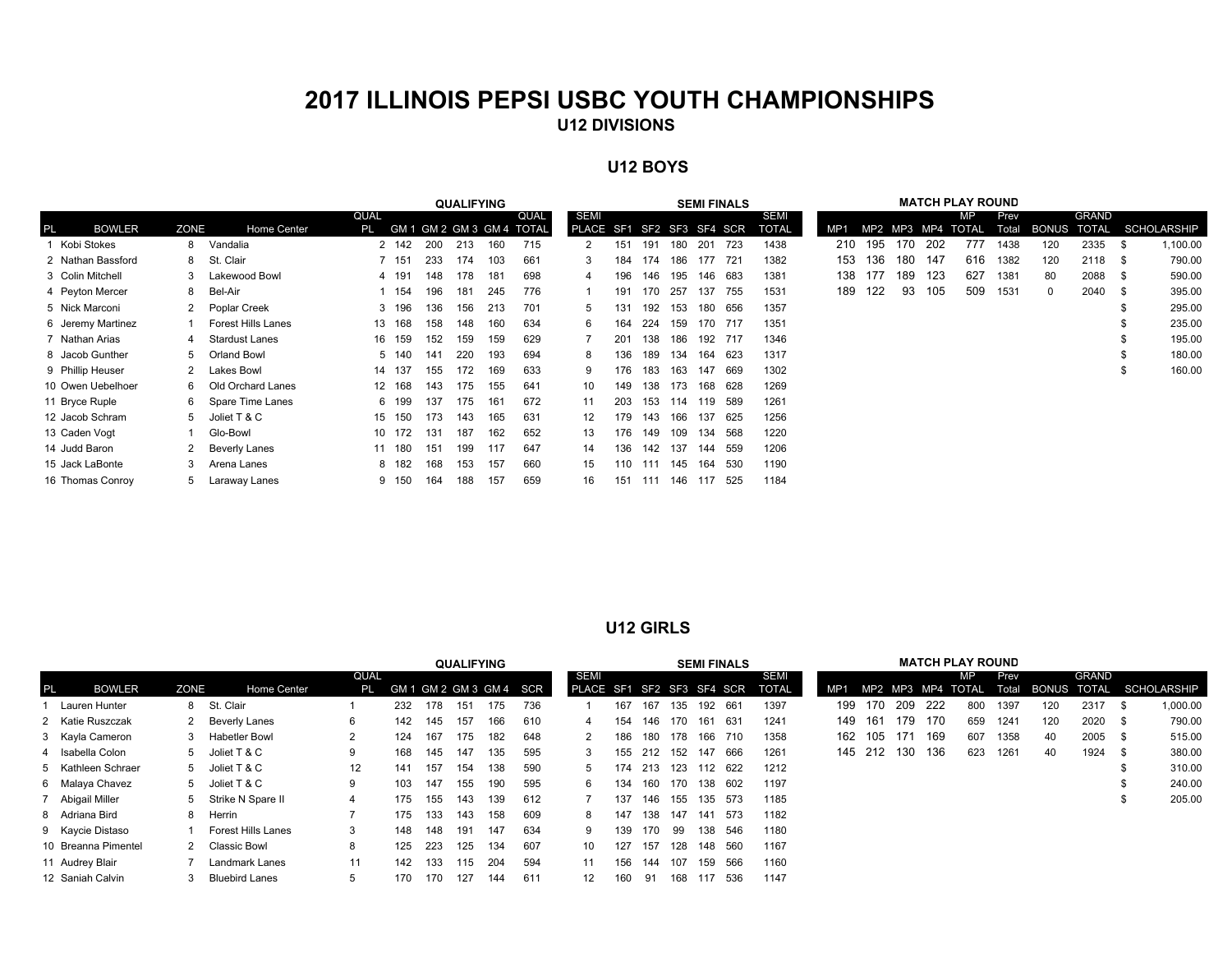# 2017 ILLINOIS PEPSI USBC YOUTH CHAMPIONSHIPS

## U12 DIVISIONS

### U12 BOYS

| | | | | QUALIFYING | | | | | | SEMI FINALS | | | | | | | MATCH PLAY ROUND | | | | | | | | |
|---|---|---|---|---|---|---|---|---|---|---|---|---|---|---|---|---|---|---|---|---|---|---|---|---|---|
| PL | BOWLER | ZONE | Home Center | QUAL PL | GM 1 | GM 2 | GM 3 | GM 4 | QUAL TOTAL | SEMI PLACE | SF1 | SF2 | SF3 | SF4 | SCR | SEMI TOTAL | MP1 | MP2 | MP3 | MP4 | MP TOTAL | Prev Total | BONUS | GRAND TOTAL | SCHOLARSHIP |
| 1 | Kobi Stokes | 8 | Vandalia | 2 | 142 | 200 | 213 | 160 | 715 | 2 | 151 | 191 | 180 | 201 | 723 | 1438 | 210 | 195 | 170 | 202 | 777 | 1438 | 120 | 2335 | $ 1,100.00 |
| 2 | Nathan Bassford | 8 | St. Clair | 7 | 151 | 233 | 174 | 103 | 661 | 3 | 184 | 174 | 186 | 177 | 721 | 1382 | 153 | 136 | 180 | 147 | 616 | 1382 | 120 | 2118 | $ 790.00 |
| 3 | Colin Mitchell | 3 | Lakewood Bowl | 4 | 191 | 148 | 178 | 181 | 698 | 4 | 196 | 146 | 195 | 146 | 683 | 1381 | 138 | 177 | 189 | 123 | 627 | 1381 | 80 | 2088 | $ 590.00 |
| 4 | Peyton Mercer | 8 | Bel-Air | 1 | 154 | 196 | 181 | 245 | 776 | 1 | 191 | 170 | 257 | 137 | 755 | 1531 | 189 | 122 | 93 | 105 | 509 | 1531 | 0 | 2040 | $ 395.00 |
| 5 | Nick Marconi | 2 | Poplar Creek | 3 | 196 | 136 | 156 | 213 | 701 | 5 | 131 | 192 | 153 | 180 | 656 | 1357 | | | | | | | | | $ 295.00 |
| 6 | Jeremy Martinez | 1 | Forest Hills Lanes | 13 | 168 | 158 | 148 | 160 | 634 | 6 | 164 | 224 | 159 | 170 | 717 | 1351 | | | | | | | | | $ 235.00 |
| 7 | Nathan Arias | 4 | Stardust Lanes | 16 | 159 | 152 | 159 | 159 | 629 | 7 | 201 | 138 | 186 | 192 | 717 | 1346 | | | | | | | | | $ 195.00 |
| 8 | Jacob Gunther | 5 | Orland Bowl | 5 | 140 | 141 | 220 | 193 | 694 | 8 | 136 | 189 | 134 | 164 | 623 | 1317 | | | | | | | | | $ 180.00 |
| 9 | Phillip Heuser | 2 | Lakes Bowl | 14 | 137 | 155 | 172 | 169 | 633 | 9 | 176 | 183 | 163 | 147 | 669 | 1302 | | | | | | | | | $ 160.00 |
| 10 | Owen Uebelhoer | 6 | Old Orchard Lanes | 12 | 168 | 143 | 175 | 155 | 641 | 10 | 149 | 138 | 173 | 168 | 628 | 1269 | | | | | | | | | |
| 11 | Bryce Ruple | 6 | Spare Time Lanes | 6 | 199 | 137 | 175 | 161 | 672 | 11 | 203 | 153 | 114 | 119 | 589 | 1261 | | | | | | | | | |
| 12 | Jacob Schram | 5 | Joliet T & C | 15 | 150 | 173 | 143 | 165 | 631 | 12 | 179 | 143 | 166 | 137 | 625 | 1256 | | | | | | | | | |
| 13 | Caden Vogt | 1 | Glo-Bowl | 10 | 172 | 131 | 187 | 162 | 652 | 13 | 176 | 149 | 109 | 134 | 568 | 1220 | | | | | | | | | |
| 14 | Judd Baron | 2 | Beverly Lanes | 11 | 180 | 151 | 199 | 117 | 647 | 14 | 136 | 142 | 137 | 144 | 559 | 1206 | | | | | | | | | |
| 15 | Jack LaBonte | 3 | Arena Lanes | 8 | 182 | 168 | 153 | 157 | 660 | 15 | 110 | 111 | 145 | 164 | 530 | 1190 | | | | | | | | | |
| 16 | Thomas Conroy | 5 | Laraway Lanes | 9 | 150 | 164 | 188 | 157 | 659 | 16 | 151 | 111 | 146 | 117 | 525 | 1184 | | | | | | | | | |

### U12 GIRLS

| | | | | QUALIFYING | | | | | | SEMI FINALS | | | | | | | MATCH PLAY ROUND | | | | | | | | |
|---|---|---|---|---|---|---|---|---|---|---|---|---|---|---|---|---|---|---|---|---|---|---|---|---|---|
| PL | BOWLER | ZONE | Home Center | QUAL PL | GM 1 | GM 2 | GM 3 | GM 4 | SCR | SEMI PLACE | SF1 | SF2 | SF3 | SF4 | SCR | SEMI TOTAL | MP1 | MP2 | MP3 | MP4 | MP TOTAL | Prev Total | BONUS | GRAND TOTAL | SCHOLARSHIP |
| 1 | Lauren Hunter | 8 | St. Clair | 1 | 232 | 178 | 151 | 175 | 736 | 1 | 167 | 167 | 135 | 192 | 661 | 1397 | 199 | 170 | 209 | 222 | 800 | 1397 | 120 | 2317 | $ 1,000.00 |
| 2 | Katie Ruszczak | 2 | Beverly Lanes | 6 | 142 | 145 | 157 | 166 | 610 | 4 | 154 | 146 | 170 | 161 | 631 | 1241 | 149 | 161 | 179 | 170 | 659 | 1241 | 120 | 2020 | $ 790.00 |
| 3 | Kayla Cameron | 3 | Habetler Bowl | 2 | 124 | 167 | 175 | 182 | 648 | 2 | 186 | 180 | 178 | 166 | 710 | 1358 | 162 | 105 | 171 | 169 | 607 | 1358 | 40 | 2005 | $ 515.00 |
| 4 | Isabella Colon | 5 | Joliet T & C | 9 | 168 | 145 | 147 | 135 | 595 | 3 | 155 | 212 | 152 | 147 | 666 | 1261 | 145 | 212 | 130 | 136 | 623 | 1261 | 40 | 1924 | $ 380.00 |
| 5 | Kathleen Schraer | 5 | Joliet T & C | 12 | 141 | 157 | 154 | 138 | 590 | 5 | 174 | 213 | 123 | 112 | 622 | 1212 | | | | | | | | | $ 310.00 |
| 6 | Malaya Chavez | 5 | Joliet T & C | 9 | 103 | 147 | 155 | 190 | 595 | 6 | 134 | 160 | 170 | 138 | 602 | 1197 | | | | | | | | | $ 240.00 |
| 7 | Abigail Miller | 5 | Strike N Spare II | 4 | 175 | 155 | 143 | 139 | 612 | 7 | 137 | 146 | 155 | 135 | 573 | 1185 | | | | | | | | | $ 205.00 |
| 8 | Adriana Bird | 8 | Herrin | 7 | 175 | 133 | 143 | 158 | 609 | 8 | 147 | 138 | 147 | 141 | 573 | 1182 | | | | | | | | | |
| 9 | Kaycie Distaso | 1 | Forest Hills Lanes | 3 | 148 | 148 | 191 | 147 | 634 | 9 | 139 | 170 | 99 | 138 | 546 | 1180 | | | | | | | | | |
| 10 | Breanna Pimentel | 2 | Classic Bowl | 8 | 125 | 223 | 125 | 134 | 607 | 10 | 127 | 157 | 128 | 148 | 560 | 1167 | | | | | | | | | |
| 11 | Audrey Blair | 7 | Landmark Lanes | 11 | 142 | 133 | 115 | 204 | 594 | 11 | 156 | 144 | 107 | 159 | 566 | 1160 | | | | | | | | | |
| 12 | Saniah Calvin | 3 | Bluebird Lanes | 5 | 170 | 170 | 127 | 144 | 611 | 12 | 160 | 91 | 168 | 117 | 536 | 1147 | | | | | | | | | |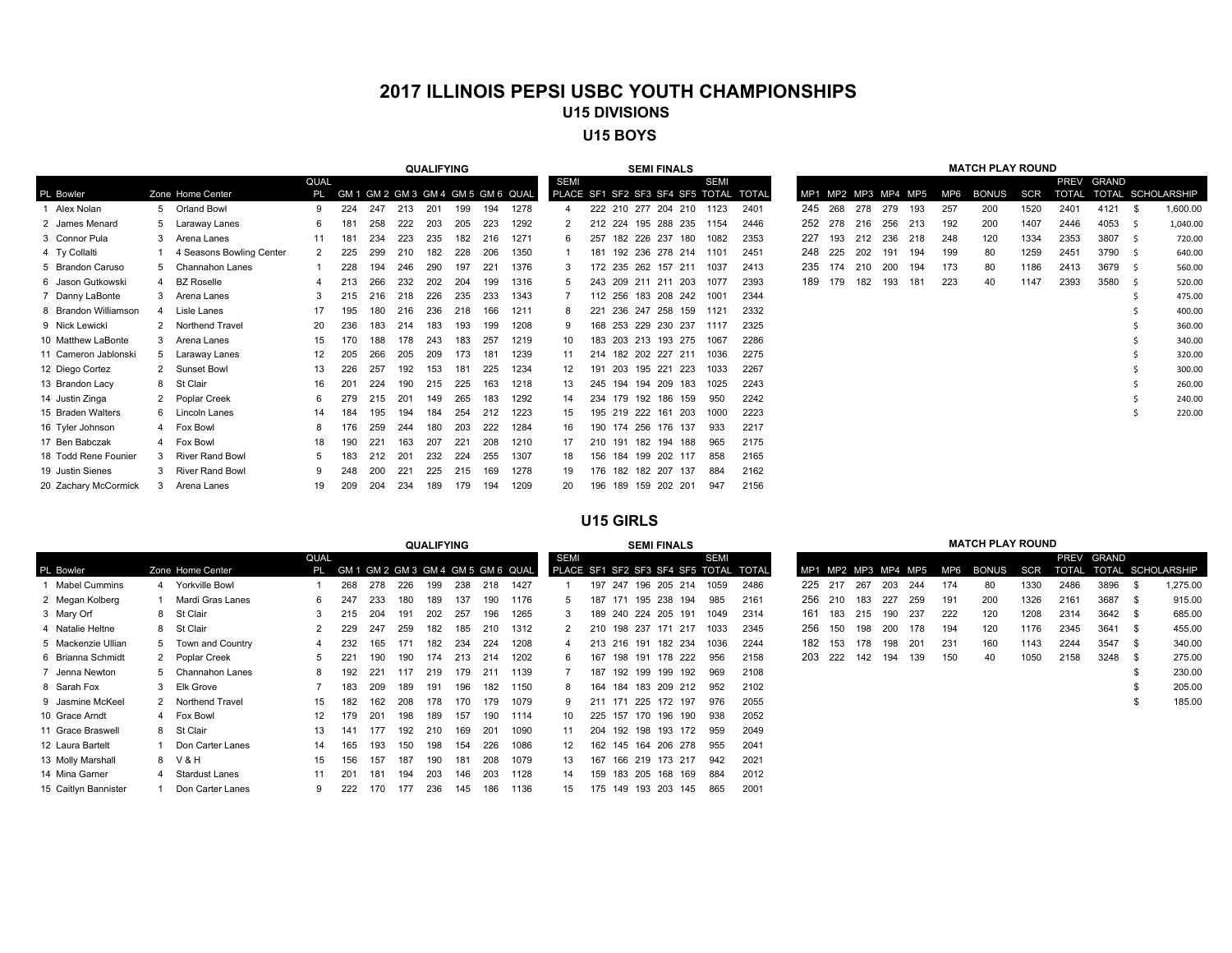# 2017 ILLINOIS PEPSI USBC YOUTH CHAMPIONSHIPS

## U15 DIVISIONS

### U15 BOYS

| | | | | QUALIFYING | | | | | | | | SEMI FINALS | | | | | | | | MATCH PLAY ROUND | | | | | | | | | | | |
|---|---|---|---|---|---|---|---|---|---|---|---|---|---|---|---|---|---|---|---|---|---|---|---|---|---|---|---|---|---|---|---|
| PL Bowler | Zone | Home Center | QUAL PL | GM 1 | GM 2 | GM 3 | GM 4 | GM 5 | GM 6 | QUAL | SEMI PLACE | SF1 | SF2 | SF3 | SF4 | SF5 | SEMI TOTAL | TOTAL | MP1 | MP2 | MP3 | MP4 | MP5 | MP6 | BONUS | SCR | PREV TOTAL | GRAND TOTAL | SCHOLARSHIP |
| 1 Alex Nolan | 5 | Orland Bowl | 9 | 224 | 247 | 213 | 201 | 199 | 194 | 1278 | 4 | 222 | 210 | 277 | 204 | 210 | 1123 | 2401 | 245 | 268 | 278 | 279 | 193 | 257 | 200 | 1520 | 2401 | 4121 | $ 1,600.00 |
| 2 James Menard | 5 | Laraway Lanes | 6 | 181 | 258 | 222 | 203 | 205 | 223 | 1292 | 2 | 212 | 224 | 195 | 288 | 235 | 1154 | 2446 | 252 | 278 | 216 | 256 | 213 | 192 | 200 | 1407 | 2446 | 4053 | $ 1,040.00 |
| 3 Connor Pula | 3 | Arena Lanes | 11 | 181 | 234 | 223 | 235 | 182 | 216 | 1271 | 6 | 257 | 182 | 226 | 237 | 180 | 1082 | 2353 | 227 | 193 | 212 | 236 | 218 | 248 | 120 | 1334 | 2353 | 3807 | $ 720.00 |
| 4 Ty Collalti | 1 | 4 Seasons Bowling Center | 2 | 225 | 299 | 210 | 182 | 228 | 206 | 1350 | 1 | 181 | 192 | 236 | 278 | 214 | 1101 | 2451 | 248 | 225 | 202 | 191 | 194 | 199 | 80 | 1259 | 2451 | 3790 | $ 640.00 |
| 5 Brandon Caruso | 5 | Channahon Lanes | 1 | 228 | 194 | 246 | 290 | 197 | 221 | 1376 | 3 | 172 | 235 | 262 | 157 | 211 | 1037 | 2413 | 235 | 174 | 210 | 200 | 194 | 173 | 80 | 1186 | 2413 | 3679 | $ 560.00 |
| 6 Jason Gutkowski | 4 | BZ Roselle | 4 | 213 | 266 | 232 | 202 | 204 | 199 | 1316 | 5 | 243 | 209 | 211 | 211 | 203 | 1077 | 2393 | 189 | 179 | 182 | 193 | 181 | 223 | 40 | 1147 | 2393 | 3580 | $ 520.00 |
| 7 Danny LaBonte | 3 | Arena Lanes | 3 | 215 | 216 | 218 | 226 | 235 | 233 | 1343 | 7 | 112 | 256 | 183 | 208 | 242 | 1001 | 2344 | | | | | | | | | | | $ 475.00 |
| 8 Brandon Williamson | 4 | Lisle Lanes | 17 | 195 | 180 | 216 | 236 | 218 | 166 | 1211 | 8 | 221 | 236 | 247 | 258 | 159 | 1121 | 2332 | | | | | | | | | | | $ 400.00 |
| 9 Nick Lewicki | 2 | Northend Travel | 20 | 236 | 183 | 214 | 183 | 193 | 199 | 1208 | 9 | 168 | 253 | 229 | 230 | 237 | 1117 | 2325 | | | | | | | | | | | $ 360.00 |
| 10 Matthew LaBonte | 3 | Arena Lanes | 15 | 170 | 188 | 178 | 243 | 183 | 257 | 1219 | 10 | 183 | 203 | 213 | 193 | 275 | 1067 | 2286 | | | | | | | | | | | $ 340.00 |
| 11 Cameron Jablonski | 5 | Laraway Lanes | 12 | 205 | 266 | 205 | 209 | 173 | 181 | 1239 | 11 | 214 | 182 | 202 | 227 | 211 | 1036 | 2275 | | | | | | | | | | | $ 320.00 |
| 12 Diego Cortez | 2 | Sunset Bowl | 13 | 226 | 257 | 192 | 153 | 181 | 225 | 1234 | 12 | 191 | 203 | 195 | 221 | 223 | 1033 | 2267 | | | | | | | | | | | $ 300.00 |
| 13 Brandon Lacy | 8 | St Clair | 16 | 201 | 224 | 190 | 215 | 225 | 163 | 1218 | 13 | 245 | 194 | 194 | 209 | 183 | 1025 | 2243 | | | | | | | | | | | $ 260.00 |
| 14 Justin Zinga | 2 | Poplar Creek | 6 | 279 | 215 | 201 | 149 | 265 | 183 | 1292 | 14 | 234 | 179 | 192 | 186 | 159 | 950 | 2242 | | | | | | | | | | | $ 240.00 |
| 15 Braden Walters | 6 | Lincoln Lanes | 14 | 184 | 195 | 194 | 184 | 254 | 212 | 1223 | 15 | 195 | 219 | 222 | 161 | 203 | 1000 | 2223 | | | | | | | | | | | $ 220.00 |
| 16 Tyler Johnson | 4 | Fox Bowl | 8 | 176 | 259 | 244 | 180 | 203 | 222 | 1284 | 16 | 190 | 174 | 256 | 176 | 137 | 933 | 2217 | | | | | | | | | | | |
| 17 Ben Babczak | 4 | Fox Bowl | 18 | 190 | 221 | 163 | 207 | 221 | 208 | 1210 | 17 | 210 | 191 | 182 | 194 | 188 | 965 | 2175 | | | | | | | | | | | |
| 18 Todd Rene Founier | 3 | River Rand Bowl | 5 | 183 | 212 | 201 | 232 | 224 | 255 | 1307 | 18 | 156 | 184 | 199 | 202 | 117 | 858 | 2165 | | | | | | | | | | | |
| 19 Justin Sienes | 3 | River Rand Bowl | 9 | 248 | 200 | 221 | 225 | 215 | 169 | 1278 | 19 | 176 | 182 | 182 | 207 | 137 | 884 | 2162 | | | | | | | | | | | |
| 20 Zachary McCormick | 3 | Arena Lanes | 19 | 209 | 204 | 234 | 189 | 179 | 194 | 1209 | 20 | 196 | 189 | 159 | 202 | 201 | 947 | 2156 | | | | | | | | | | | |

### U15 GIRLS

| | | | | QUALIFYING | | | | | | | | SEMI FINALS | | | | | | | | MATCH PLAY ROUND | | | | | | | | | | | |
|---|---|---|---|---|---|---|---|---|---|---|---|---|---|---|---|---|---|---|---|---|---|---|---|---|---|---|---|---|---|---|---|
| PL Bowler | Zone | Home Center | QUAL PL | GM 1 | GM 2 | GM 3 | GM 4 | GM 5 | GM 6 | QUAL | SEMI PLACE | SF1 | SF2 | SF3 | SF4 | SF5 | SEMI TOTAL | TOTAL | MP1 | MP2 | MP3 | MP4 | MP5 | MP6 | BONUS | SCR | PREV TOTAL | GRAND TOTAL | SCHOLARSHIP |
| 1 Mabel Cummins | 4 | Yorkville Bowl | 1 | 268 | 278 | 226 | 199 | 238 | 218 | 1427 | 1 | 197 | 247 | 196 | 205 | 214 | 1059 | 2486 | 225 | 217 | 267 | 203 | 244 | 174 | 80 | 1330 | 2486 | 3896 | $ 1,275.00 |
| 2 Megan Kolberg | 5 | Mardi Gras Lanes | 6 | 247 | 233 | 180 | 189 | 137 | 190 | 1176 | 5 | 187 | 171 | 195 | 238 | 194 | 985 | 2161 | 256 | 210 | 183 | 227 | 259 | 191 | 200 | 1326 | 2161 | 3687 | $ 915.00 |
| 3 Mary Orf | 8 | St Clair | 3 | 215 | 204 | 191 | 202 | 257 | 196 | 1265 | 3 | 189 | 240 | 224 | 205 | 191 | 1049 | 2314 | 161 | 183 | 215 | 190 | 237 | 222 | 120 | 1208 | 2314 | 3642 | $ 685.00 |
| 4 Natalie Heltne | 8 | St Clair | 2 | 229 | 247 | 259 | 182 | 185 | 210 | 1312 | 2 | 210 | 198 | 237 | 171 | 217 | 1033 | 2345 | 256 | 150 | 198 | 200 | 178 | 194 | 120 | 1176 | 2345 | 3641 | $ 455.00 |
| 5 Mackenzie Ullian | 5 | Town and Country | 4 | 232 | 165 | 171 | 182 | 234 | 224 | 1208 | 4 | 213 | 216 | 191 | 182 | 234 | 1036 | 2244 | 182 | 153 | 178 | 198 | 201 | 231 | 160 | 1143 | 2244 | 3547 | $ 340.00 |
| 6 Brianna Schmidt | 2 | Poplar Creek | 5 | 221 | 190 | 190 | 174 | 213 | 214 | 1202 | 6 | 167 | 198 | 191 | 178 | 222 | 956 | 2158 | 203 | 222 | 142 | 194 | 139 | 150 | 40 | 1050 | 2158 | 3248 | $ 275.00 |
| 7 Jenna Newton | 5 | Channahon Lanes | 8 | 192 | 221 | 117 | 219 | 179 | 211 | 1139 | 7 | 187 | 192 | 199 | 199 | 192 | 969 | 2108 | | | | | | | | | | | $ 230.00 |
| 8 Sarah Fox | 3 | Elk Grove | 7 | 183 | 209 | 189 | 191 | 196 | 182 | 1150 | 8 | 164 | 184 | 183 | 209 | 212 | 952 | 2102 | | | | | | | | | | | $ 205.00 |
| 9 Jasmine McKeel | 2 | Northend Travel | 15 | 182 | 162 | 208 | 178 | 170 | 179 | 1079 | 9 | 211 | 171 | 225 | 172 | 197 | 976 | 2055 | | | | | | | | | | | $ 185.00 |
| 10 Grace Arndt | 4 | Fox Bowl | 12 | 179 | 201 | 198 | 189 | 157 | 190 | 1114 | 10 | 225 | 157 | 170 | 196 | 190 | 938 | 2052 | | | | | | | | | | | |
| 11 Grace Braswell | 8 | St Clair | 13 | 141 | 177 | 192 | 210 | 169 | 201 | 1090 | 11 | 204 | 192 | 198 | 193 | 172 | 959 | 2049 | | | | | | | | | | | |
| 12 Laura Bartelt | 1 | Don Carter Lanes | 14 | 165 | 193 | 150 | 198 | 154 | 226 | 1086 | 12 | 162 | 145 | 164 | 206 | 278 | 955 | 2041 | | | | | | | | | | | |
| 13 Molly Marshall | 8 | V & H | 15 | 156 | 157 | 187 | 190 | 181 | 208 | 1079 | 13 | 167 | 166 | 219 | 173 | 217 | 942 | 2021 | | | | | | | | | | | |
| 14 Mina Garner | 4 | Stardust Lanes | 11 | 201 | 181 | 194 | 203 | 146 | 203 | 1128 | 14 | 159 | 183 | 205 | 168 | 169 | 884 | 2012 | | | | | | | | | | | |
| 15 Caitlyn Bannister | 1 | Don Carter Lanes | 9 | 222 | 170 | 177 | 236 | 145 | 186 | 1136 | 15 | 175 | 149 | 193 | 203 | 145 | 865 | 2001 | | | | | | | | | | | |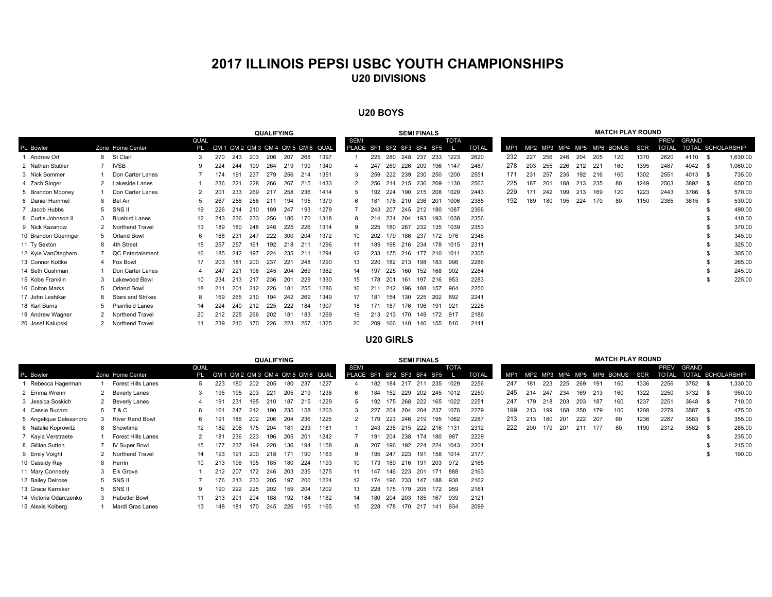# 2017 ILLINOIS PEPSI USBC YOUTH CHAMPIONSHIPS

## U20 DIVISIONS

### U20 BOYS

| | | | | QUALIFYING | | | | | | | SEMI FINALS | | | | | | | | MATCH PLAY ROUND | | | | | | | | | | | |
|---|---|---|---|---|---|---|---|---|---|---|---|---|---|---|---|---|---|---|---|---|---|---|---|---|---|---|---|---|---|---|
| PL Bowler | Zone | Home Center | QUAL PL | GM 1 | GM 2 | GM 3 | GM 4 | GM 5 | GM 6 | QUAL | SEMI PLACE | SF1 | SF2 | SF3 | SF4 | SF5 | TOTAL | TOTAL | MP1 | MP2 | MP3 | MP4 | MP5 | MP6 | BONUS | SCR | PREV TOTAL | GRAND TOTAL | SCHOLARSHIP |
| 1 Andrew Orf | 8 | St Clair | 3 | 270 | 243 | 203 | 206 | 207 | 268 | 1397 | 1 | 225 | 280 | 248 | 237 | 233 | 1223 | 2620 | 232 | 227 | 256 | 246 | 204 | 205 | 120 | 1370 | 2620 | 4110 | $ 1,630.00 |
| 2 Nathan Stubler | 7 | IVSB | 9 | 224 | 244 | 199 | 264 | 219 | 190 | 1340 | 4 | 247 | 269 | 226 | 209 | 196 | 1147 | 2487 | 278 | 203 | 255 | 226 | 212 | 221 | 160 | 1395 | 2487 | 4042 | $ 1,060.00 |
| 3 Nick Sommer | 1 | Don Carter Lanes | 7 | 174 | 191 | 237 | 279 | 256 | 214 | 1351 | 3 | 259 | 222 | 239 | 230 | 250 | 1200 | 2551 | 171 | 231 | 257 | 235 | 192 | 216 | 160 | 1302 | 2551 | 4013 | $ 735.00 |
| 4 Zach Singer | 2 | Lakeside Lanes | 1 | 236 | 221 | 228 | 266 | 267 | 215 | 1433 | 2 | 256 | 214 | 215 | 236 | 209 | 1130 | 2563 | 225 | 187 | 201 | 188 | 213 | 235 | 80 | 1249 | 2563 | 3892 | $ 650.00 |
| 5 Brandon Mooney | 1 | Don Carter Lanes | 2 | 201 | 233 | 269 | 217 | 258 | 236 | 1414 | 5 | 192 | 224 | 190 | 215 | 208 | 1029 | 2443 | 229 | 171 | 242 | 199 | 213 | 169 | 120 | 1223 | 2443 | 3786 | $ 570.00 |
| 6 Daniel Hummel | 8 | Bel Air | 5 | 267 | 256 | 256 | 211 | 194 | 195 | 1379 | 6 | 181 | 178 | 210 | 236 | 201 | 1006 | 2385 | 192 | 189 | 180 | 195 | 224 | 170 | 80 | 1150 | 2385 | 3615 | $ 530.00 |
| 7 Jacob Hubbs | 5 | SNS II | 19 | 226 | 214 | 210 | 189 | 247 | 193 | 1279 | 7 | 243 | 207 | 245 | 212 | 180 | 1087 | 2366 | | | | | | | | | | | $ 490.00 |
| 8 Curtis Johnson II | 3 | Bluebird Lanes | 12 | 243 | 236 | 233 | 256 | 180 | 170 | 1318 | 8 | 214 | 234 | 204 | 193 | 193 | 1038 | 2356 | | | | | | | | | | | $ 410.00 |
| 9 Nick Kazanow | 2 | Northend Travel | 13 | 189 | 180 | 248 | 246 | 225 | 226 | 1314 | 9 | 225 | 180 | 267 | 232 | 135 | 1039 | 2353 | | | | | | | | | | | $ 370.00 |
| 10 Brandon Goeringer | 5 | Orland Bowl | 6 | 168 | 231 | 247 | 222 | 300 | 204 | 1372 | 10 | 202 | 179 | 186 | 237 | 172 | 976 | 2348 | | | | | | | | | | | $ 345.00 |
| 11 Ty Sexton | 8 | 4th Street | 15 | 257 | 257 | 161 | 192 | 218 | 211 | 1296 | 11 | 189 | 198 | 216 | 234 | 178 | 1015 | 2311 | | | | | | | | | | | $ 325.00 |
| 12 Kyle VanOteghem | 7 | QC Entertainment | 16 | 185 | 242 | 197 | 224 | 235 | 211 | 1294 | 12 | 233 | 175 | 216 | 177 | 210 | 1011 | 2305 | | | | | | | | | | | $ 305.00 |
| 13 Connor Kottke | 4 | Fox Bowl | 17 | 203 | 181 | 200 | 237 | 221 | 248 | 1290 | 13 | 220 | 182 | 213 | 198 | 183 | 996 | 2286 | | | | | | | | | | | $ 265.00 |
| 14 Seth Cushman | 1 | Don Carter Lanes | 4 | 247 | 221 | 196 | 245 | 204 | 269 | 1382 | 14 | 197 | 225 | 160 | 152 | 168 | 902 | 2284 | | | | | | | | | | | $ 245.00 |
| 15 Kobe Franklin | 3 | Lakewood Bowl | 10 | 234 | 213 | 217 | 236 | 201 | 229 | 1330 | 15 | 178 | 201 | 161 | 197 | 216 | 953 | 2283 | | | | | | | | | | | $ 225.00 |
| 16 Colton Marks | 5 | Orland Bowl | 18 | 211 | 201 | 212 | 226 | 181 | 255 | 1286 | 16 | 211 | 212 | 196 | 188 | 157 | 964 | 2250 | | | | | | | | | | | |
| 17 John Leshikar | 8 | Stars and Strikes | 8 | 169 | 265 | 210 | 194 | 242 | 269 | 1349 | 17 | 181 | 154 | 130 | 225 | 202 | 892 | 2241 | | | | | | | | | | | |
| 18 Karl Burns | 5 | Plainfield Lanes | 14 | 224 | 240 | 212 | 225 | 222 | 184 | 1307 | 18 | 171 | 187 | 176 | 196 | 191 | 921 | 2228 | | | | | | | | | | | |
| 19 Andrew Wagner | 2 | Northend Travel | 20 | 212 | 225 | 266 | 202 | 181 | 183 | 1269 | 19 | 213 | 213 | 170 | 149 | 172 | 917 | 2186 | | | | | | | | | | | |
| 20 Josef Kalupski | 2 | Northend Travel | 11 | 239 | 210 | 170 | 226 | 223 | 257 | 1325 | 20 | 209 | 166 | 140 | 146 | 155 | 816 | 2141 | | | | | | | | | | | |

### U20 GIRLS

| | | | | QUALIFYING | | | | | | | SEMI FINALS | | | | | | | | MATCH PLAY ROUND | | | | | | | | | | | |
|---|---|---|---|---|---|---|---|---|---|---|---|---|---|---|---|---|---|---|---|---|---|---|---|---|---|---|---|---|---|---|
| PL Bowler | Zone | Home Center | QUAL PL | GM 1 | GM 2 | GM 3 | GM 4 | GM 5 | GM 6 | QUAL | SEMI PLACE | SF1 | SF2 | SF3 | SF4 | SF5 | TOTAL | TOTAL | MP1 | MP2 | MP3 | MP4 | MP5 | MP6 | BONUS | SCR | PREV TOTAL | GRAND TOTAL | SCHOLARSHIP |
| 1 Rebecca Hagerman | 1 | Forest Hills Lanes | 5 | 223 | 180 | 202 | 205 | 180 | 237 | 1227 | 4 | 182 | 184 | 217 | 211 | 235 | 1029 | 2256 | 247 | 181 | 223 | 225 | 269 | 191 | 160 | 1336 | 2256 | 3752 | $ 1,330.00 |
| 2 Emma Wrenn | 2 | Beverly Lanes | 3 | 195 | 195 | 203 | 221 | 205 | 219 | 1238 | 6 | 184 | 152 | 229 | 202 | 245 | 1012 | 2250 | 245 | 214 | 247 | 234 | 169 | 213 | 160 | 1322 | 2250 | 3732 | $ 950.00 |
| 3 Jessica Soskich | 2 | Beverly Lanes | 4 | 191 | 231 | 195 | 210 | 187 | 215 | 1229 | 5 | 192 | 175 | 268 | 222 | 165 | 1022 | 2251 | 247 | 179 | 218 | 203 | 203 | 187 | 160 | 1237 | 2251 | 3648 | $ 710.00 |
| 4 Cassie Bucaro | 5 | T & C | 8 | 161 | 247 | 212 | 190 | 235 | 158 | 1203 | 3 | 227 | 204 | 204 | 204 | 237 | 1076 | 2279 | 199 | 213 | 199 | 168 | 250 | 179 | 100 | 1208 | 2279 | 3587 | $ 475.00 |
| 5 Angelique Dalesandro | 3 | River Rand Bowl | 6 | 191 | 186 | 202 | 206 | 204 | 236 | 1225 | 2 | 179 | 223 | 246 | 219 | 195 | 1062 | 2287 | 213 | 213 | 180 | 201 | 222 | 207 | 60 | 1236 | 2287 | 3583 | $ 355.00 |
| 6 Natalie Koprowitz | 8 | Showtime | 12 | 182 | 206 | 175 | 204 | 181 | 233 | 1181 | 1 | 243 | 235 | 215 | 222 | 216 | 1131 | 2312 | 222 | 200 | 179 | 201 | 211 | 177 | 80 | 1190 | 2312 | 3582 | $ 285.00 |
| 7 Kayla Verstraete | 1 | Forest Hills Lanes | 2 | 176 | 213 | 233 | 196 | 205 | 201 | 1242 | 7 | 191 | 204 | 238 | 174 | 180 | 987 | 2229 | | | | | | | | | | | $ 235.00 |
| 8 Gillian Sutton | 7 | IV Super Bowl | 15 | 177 | 237 | 194 | 220 | 136 | 194 | 1158 | 8 | 207 | 196 | 192 | 224 | 224 | 1043 | 2201 | | | | | | | | | | | $ 215.00 |
| 9 Emily Voight | 2 | Northend Travel | 14 | 193 | 191 | 200 | 218 | 171 | 190 | 1163 | 9 | 195 | 247 | 223 | 191 | 158 | 1014 | 2177 | | | | | | | | | | | $ 190.00 |
| 10 Cassidy Ray | 8 | Herrin | 10 | 213 | 196 | 195 | 185 | 180 | 224 | 1193 | 10 | 173 | 189 | 216 | 191 | 203 | 972 | 2165 | | | | | | | | | | | |
| 11 Mary Conneely | 3 | Elk Grove | 1 | 212 | 207 | 172 | 246 | 203 | 235 | 1275 | 11 | 147 | 146 | 223 | 201 | 171 | 888 | 2163 | | | | | | | | | | | |
| 12 Bailey Delrose | 5 | SNS II | 7 | 176 | 213 | 233 | 205 | 197 | 200 | 1224 | 12 | 174 | 196 | 233 | 147 | 188 | 938 | 2162 | | | | | | | | | | | |
| 13 Grace Karraker | 5 | SNS II | 9 | 190 | 222 | 225 | 202 | 159 | 204 | 1202 | 13 | 228 | 175 | 179 | 205 | 172 | 959 | 2161 | | | | | | | | | | | |
| 14 Victoria Odarczenko | 3 | Habetler Bowl | 11 | 213 | 201 | 204 | 188 | 192 | 184 | 1182 | 14 | 180 | 204 | 203 | 185 | 167 | 939 | 2121 | | | | | | | | | | | |
| 15 Alexis Kolberg | 1 | Mardi Gras Lanes | 13 | 148 | 181 | 170 | 245 | 226 | 195 | 1165 | 15 | 228 | 178 | 170 | 217 | 141 | 934 | 2099 | | | | | | | | | | | |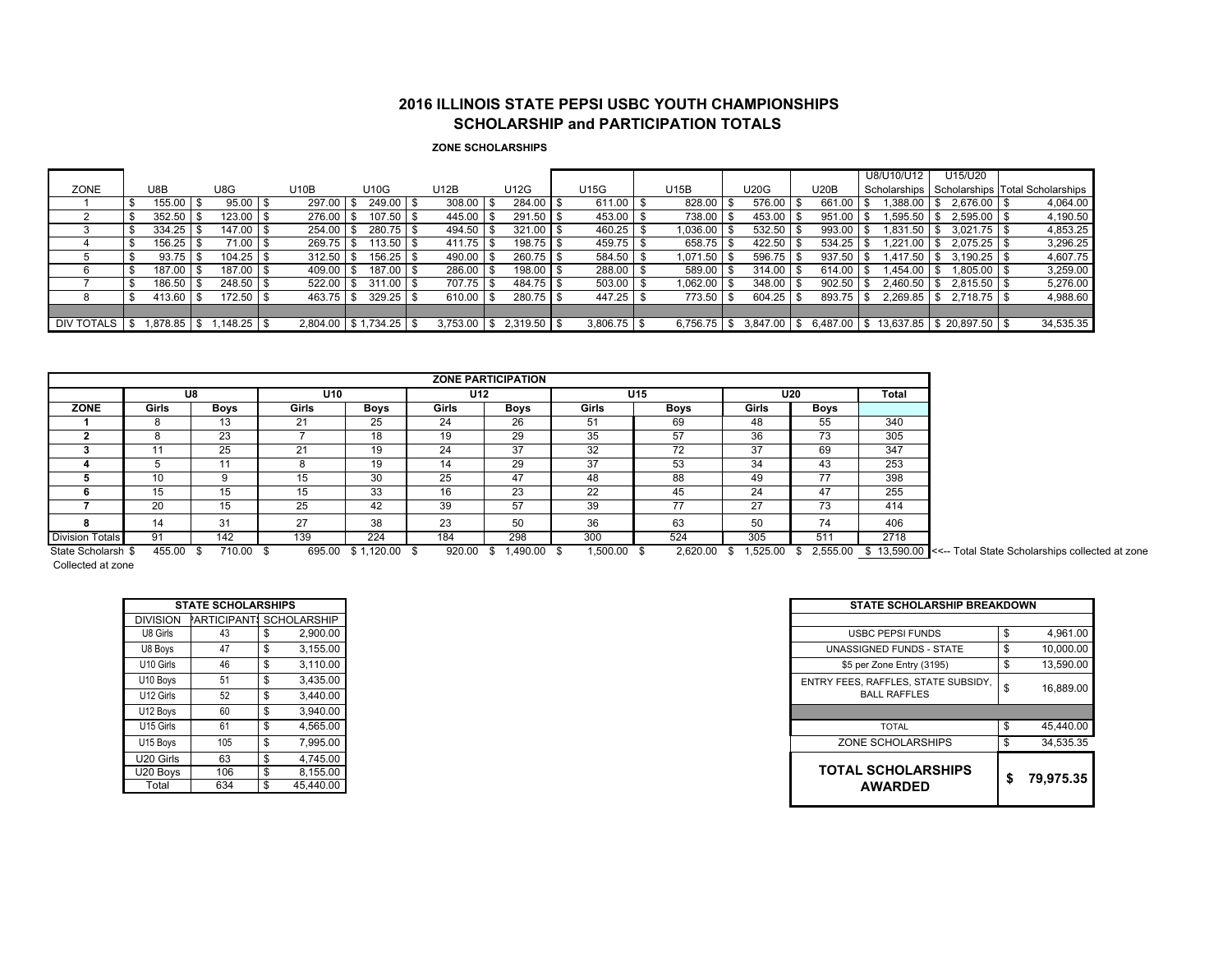## 2016 ILLINOIS STATE PEPSI USBC YOUTH CHAMPIONSHIPS
## SCHOLARSHIP and PARTICIPATION TOTALS

**ZONE SCHOLARSHIPS**

| ZONE | U8B | U8G | U10B | U10G | U12B | U12G | U15G | U15B | U20G | U20B | U8/U10/U12 Scholarships | U15/U20 Scholarships | Total Scholarships |
|---|---|---|---|---|---|---|---|---|---|---|---|---|---|
| 1 | $ 155.00 | $ 95.00 | $ 297.00 | $ 249.00 | $ 308.00 | $ 284.00 | $ 611.00 | $ 828.00 | $ 576.00 | $ 661.00 | $ 1,388.00 | $ 2,676.00 | $ 4,064.00 |
| 2 | $ 352.50 | $ 123.00 | $ 276.00 | $ 107.50 | $ 445.00 | $ 291.50 | $ 453.00 | $ 738.00 | $ 453.00 | $ 951.00 | $ 1,595.50 | $ 2,595.00 | $ 4,190.50 |
| 3 | $ 334.25 | $ 147.00 | $ 254.00 | $ 280.75 | $ 494.50 | $ 321.00 | $ 460.25 | $ 1,036.00 | $ 532.50 | $ 993.00 | $ 1,831.50 | $ 3,021.75 | $ 4,853.25 |
| 4 | $ 156.25 | $ 71.00 | $ 269.75 | $ 113.50 | $ 411.75 | $ 198.75 | $ 459.75 | $ 658.75 | $ 422.50 | $ 534.25 | $ 1,221.00 | $ 2,075.25 | $ 3,296.25 |
| 5 | $ 93.75 | $ 104.25 | $ 312.50 | $ 156.25 | $ 490.00 | $ 260.75 | $ 584.50 | $ 1,071.50 | $ 596.75 | $ 937.50 | $ 1,417.50 | $ 3,190.25 | $ 4,607.75 |
| 6 | $ 187.00 | $ 187.00 | $ 409.00 | $ 187.00 | $ 286.00 | $ 198.00 | $ 288.00 | $ 589.00 | $ 314.00 | $ 614.00 | $ 1,454.00 | $ 1,805.00 | $ 3,259.00 |
| 7 | $ 186.50 | $ 248.50 | $ 522.00 | $ 311.00 | $ 707.75 | $ 484.75 | $ 503.00 | $ 1,062.00 | $ 348.00 | $ 902.50 | $ 2,460.50 | $ 2,815.50 | $ 5,276.00 |
| 8 | $ 413.60 | $ 172.50 | $ 463.75 | $ 329.25 | $ 610.00 | $ 280.75 | $ 447.25 | $ 773.50 | $ 604.25 | $ 893.75 | $ 2,269.85 | $ 2,718.75 | $ 4,988.60 |
| DIV TOTALS | $ 1,878.85 | $ 1,148.25 | $ 2,804.00 | $ 1,734.25 | $ 3,753.00 | $ 2,319.50 | $ 3,806.75 | $ 6,756.75 | $ 3,847.00 | $ 6,487.00 | $ 13,637.85 | $ 20,897.50 | $ 34,535.35 |

**ZONE PARTICIPATION**

| | U8 | | U10 | | U12 | | U15 | | U20 | | Total |
|---|---|---|---|---|---|---|---|---|---|---|---|
| **ZONE** | **Girls** | **Boys** | **Girls** | **Boys** | **Girls** | **Boys** | **Girls** | **Boys** | **Girls** | **Boys** | |
| **1** | 8 | 13 | 21 | 25 | 24 | 26 | 51 | 69 | 48 | 55 | 340 |
| **2** | 8 | 23 | 7 | 18 | 19 | 29 | 35 | 57 | 36 | 73 | 305 |
| **3** | 11 | 25 | 21 | 19 | 24 | 37 | 32 | 72 | 37 | 69 | 347 |
| **4** | 5 | 11 | 8 | 19 | 14 | 29 | 37 | 53 | 34 | 43 | 253 |
| **5** | 10 | 9 | 15 | 30 | 25 | 47 | 48 | 88 | 49 | 77 | 398 |
| **6** | 15 | 15 | 15 | 33 | 16 | 23 | 22 | 45 | 24 | 47 | 255 |
| **7** | 20 | 15 | 25 | 42 | 39 | 57 | 39 | 77 | 27 | 73 | 414 |
| **8** | 14 | 31 | 27 | 38 | 23 | 50 | 36 | 63 | 50 | 74 | 406 |
| Division Totals | 91 | 142 | 139 | 224 | 184 | 298 | 300 | 524 | 305 | 511 | 2718 |
| State Scholarsh Collected at zone | $ 455.00 | $ 710.00 | $ 695.00 | $ 1,120.00 | $ 920.00 | $ 1,490.00 | $ 1,500.00 | $ 2,620.00 | $ 1,525.00 | $ 2,555.00 | $ 13,590.00 |

<<-- Total State Scholarships collected at zone

**STATE SCHOLARSHIPS**

| DIVISION | PARTICIPANTS | SCHOLARSHIP |
|---|---|---|
| U8 Girls | 43 | $ 2,900.00 |
| U8 Boys | 47 | $ 3,155.00 |
| U10 Girls | 46 | $ 3,110.00 |
| U10 Boys | 51 | $ 3,435.00 |
| U12 Girls | 52 | $ 3,440.00 |
| U12 Boys | 60 | $ 3,940.00 |
| U15 Girls | 61 | $ 4,565.00 |
| U15 Boys | 105 | $ 7,995.00 |
| U20 Girls | 63 | $ 4,745.00 |
| U20 Boys | 106 | $ 8,155.00 |
| Total | 634 | $ 45,440.00 |

**STATE SCHOLARSHIP BREAKDOWN**

| | |
|---|---|
| USBC PEPSI FUNDS | $ 4,961.00 |
| UNASSIGNED FUNDS - STATE | $ 10,000.00 |
| $5 per Zone Entry (3195) | $ 13,590.00 |
| ENTRY FEES, RAFFLES, STATE SUBSIDY, BALL RAFFLES | $ 16,889.00 |
| TOTAL | $ 45,440.00 |
| ZONE SCHOLARSHIPS | $ 34,535.35 |
| **TOTAL SCHOLARSHIPS AWARDED** | **$ 79,975.35** |